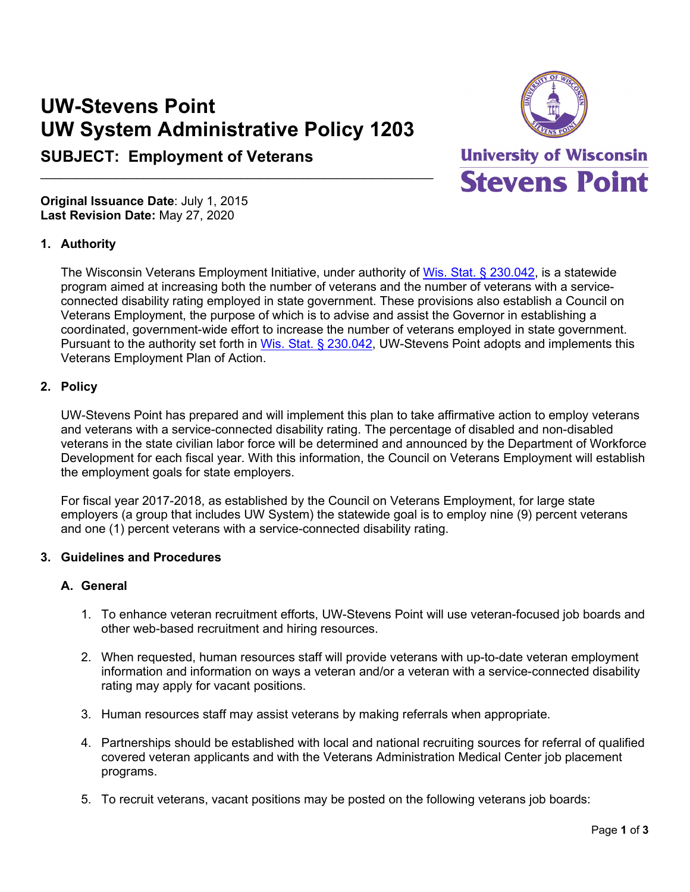# UW-Stevens Point
# UW System Administrative Policy 1203

## SUBJECT: Employment of Veterans

**Original Issuance Date**: July 1, 2015
**Last Revision Date:** May 27, 2020

### 1. Authority

The Wisconsin Veterans Employment Initiative, under authority of [Wis. Stat. § 230.042](), is a statewide program aimed at increasing both the number of veterans and the number of veterans with a service-connected disability rating employed in state government. These provisions also establish a Council on Veterans Employment, the purpose of which is to advise and assist the Governor in establishing a coordinated, government-wide effort to increase the number of veterans employed in state government. Pursuant to the authority set forth in [Wis. Stat. § 230.042](), UW-Stevens Point adopts and implements this Veterans Employment Plan of Action.

### 2. Policy

UW-Stevens Point has prepared and will implement this plan to take affirmative action to employ veterans and veterans with a service-connected disability rating. The percentage of disabled and non-disabled veterans in the state civilian labor force will be determined and announced by the Department of Workforce Development for each fiscal year. With this information, the Council on Veterans Employment will establish the employment goals for state employers.

For fiscal year 2017-2018, as established by the Council on Veterans Employment, for large state employers (a group that includes UW System) the statewide goal is to employ nine (9) percent veterans and one (1) percent veterans with a service-connected disability rating.

### 3. Guidelines and Procedures

#### A. General

1. To enhance veteran recruitment efforts, UW-Stevens Point will use veteran-focused job boards and other web-based recruitment and hiring resources.

2. When requested, human resources staff will provide veterans with up-to-date veteran employment information and information on ways a veteran and/or a veteran with a service-connected disability rating may apply for vacant positions.

3. Human resources staff may assist veterans by making referrals when appropriate.

4. Partnerships should be established with local and national recruiting sources for referral of qualified covered veteran applicants and with the Veterans Administration Medical Center job placement programs.

5. To recruit veterans, vacant positions may be posted on the following veterans job boards: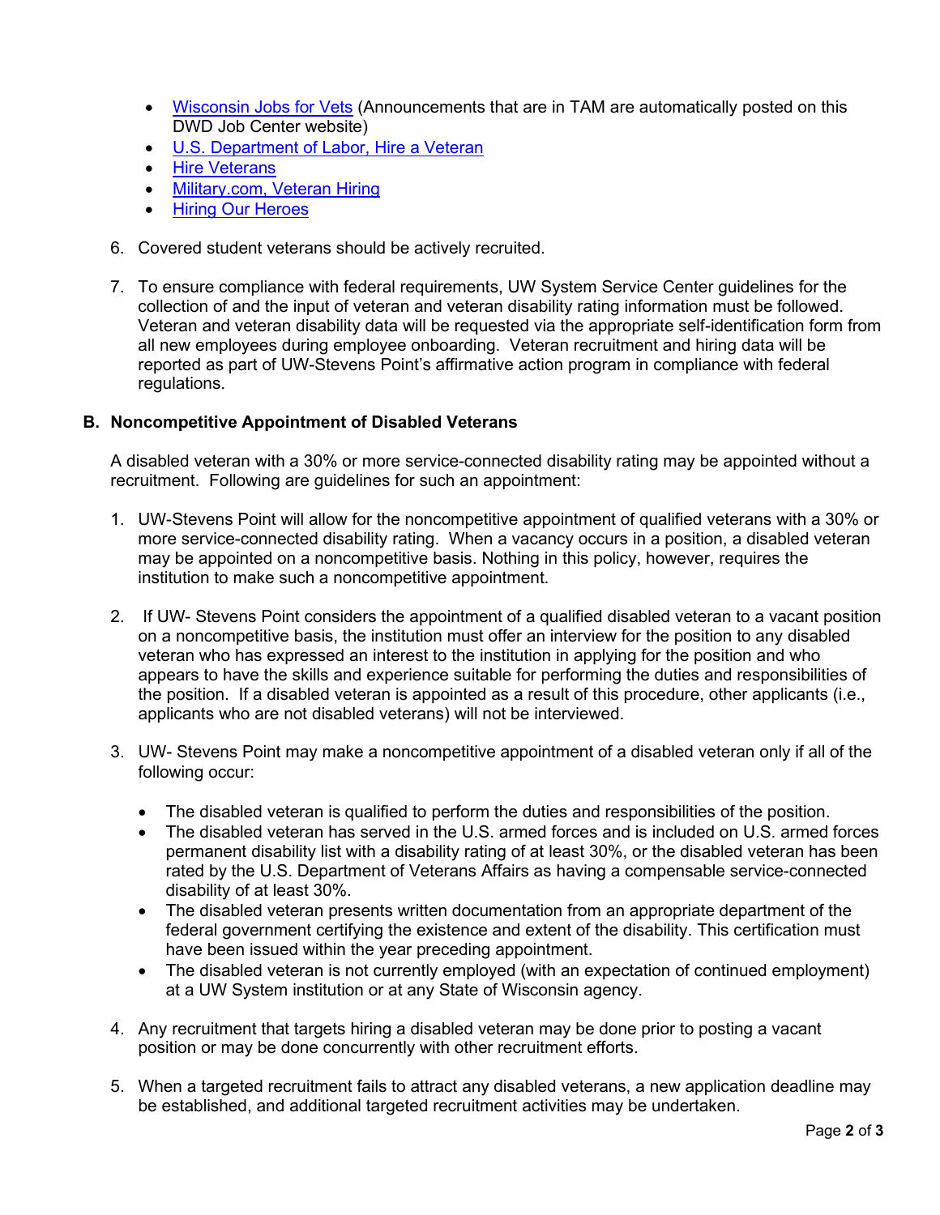- Wisconsin Jobs for Vets (Announcements that are in TAM are automatically posted on this DWD Job Center website)
- U.S. Department of Labor, Hire a Veteran
- Hire Veterans
- Military.com, Veteran Hiring
- Hiring Our Heroes

6. Covered student veterans should be actively recruited.

7. To ensure compliance with federal requirements, UW System Service Center guidelines for the collection of and the input of veteran and veteran disability rating information must be followed. Veteran and veteran disability data will be requested via the appropriate self-identification form from all new employees during employee onboarding. Veteran recruitment and hiring data will be reported as part of UW-Stevens Point's affirmative action program in compliance with federal regulations.

### B. Noncompetitive Appointment of Disabled Veterans

A disabled veteran with a 30% or more service-connected disability rating may be appointed without a recruitment. Following are guidelines for such an appointment:

1. UW-Stevens Point will allow for the noncompetitive appointment of qualified veterans with a 30% or more service-connected disability rating. When a vacancy occurs in a position, a disabled veteran may be appointed on a noncompetitive basis. Nothing in this policy, however, requires the institution to make such a noncompetitive appointment.

2. If UW- Stevens Point considers the appointment of a qualified disabled veteran to a vacant position on a noncompetitive basis, the institution must offer an interview for the position to any disabled veteran who has expressed an interest to the institution in applying for the position and who appears to have the skills and experience suitable for performing the duties and responsibilities of the position. If a disabled veteran is appointed as a result of this procedure, other applicants (i.e., applicants who are not disabled veterans) will not be interviewed.

3. UW- Stevens Point may make a noncompetitive appointment of a disabled veteran only if all of the following occur:

   - The disabled veteran is qualified to perform the duties and responsibilities of the position.
   - The disabled veteran has served in the U.S. armed forces and is included on U.S. armed forces permanent disability list with a disability rating of at least 30%, or the disabled veteran has been rated by the U.S. Department of Veterans Affairs as having a compensable service-connected disability of at least 30%.
   - The disabled veteran presents written documentation from an appropriate department of the federal government certifying the existence and extent of the disability. This certification must have been issued within the year preceding appointment.
   - The disabled veteran is not currently employed (with an expectation of continued employment) at a UW System institution or at any State of Wisconsin agency.

4. Any recruitment that targets hiring a disabled veteran may be done prior to posting a vacant position or may be done concurrently with other recruitment efforts.

5. When a targeted recruitment fails to attract any disabled veterans, a new application deadline may be established, and additional targeted recruitment activities may be undertaken.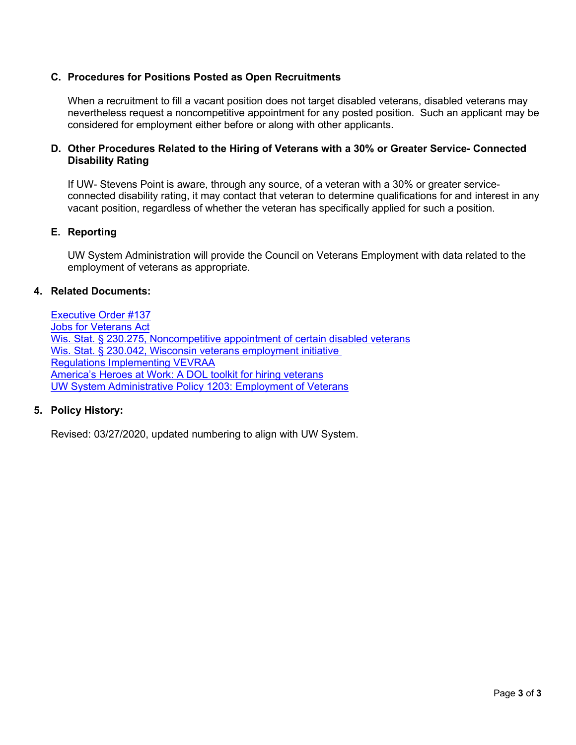### C. Procedures for Positions Posted as Open Recruitments

When a recruitment to fill a vacant position does not target disabled veterans, disabled veterans may nevertheless request a noncompetitive appointment for any posted position. Such an applicant may be considered for employment either before or along with other applicants.

### D. Other Procedures Related to the Hiring of Veterans with a 30% or Greater Service- Connected Disability Rating

If UW- Stevens Point is aware, through any source, of a veteran with a 30% or greater service-connected disability rating, it may contact that veteran to determine qualifications for and interest in any vacant position, regardless of whether the veteran has specifically applied for such a position.

### E. Reporting

UW System Administration will provide the Council on Veterans Employment with data related to the employment of veterans as appropriate.

## 4. Related Documents:

Executive Order #137
Jobs for Veterans Act
Wis. Stat. § 230.275, Noncompetitive appointment of certain disabled veterans
Wis. Stat. § 230.042, Wisconsin veterans employment initiative
Regulations Implementing VEVRAA
America's Heroes at Work: A DOL toolkit for hiring veterans
UW System Administrative Policy 1203: Employment of Veterans

## 5. Policy History:

Revised: 03/27/2020, updated numbering to align with UW System.